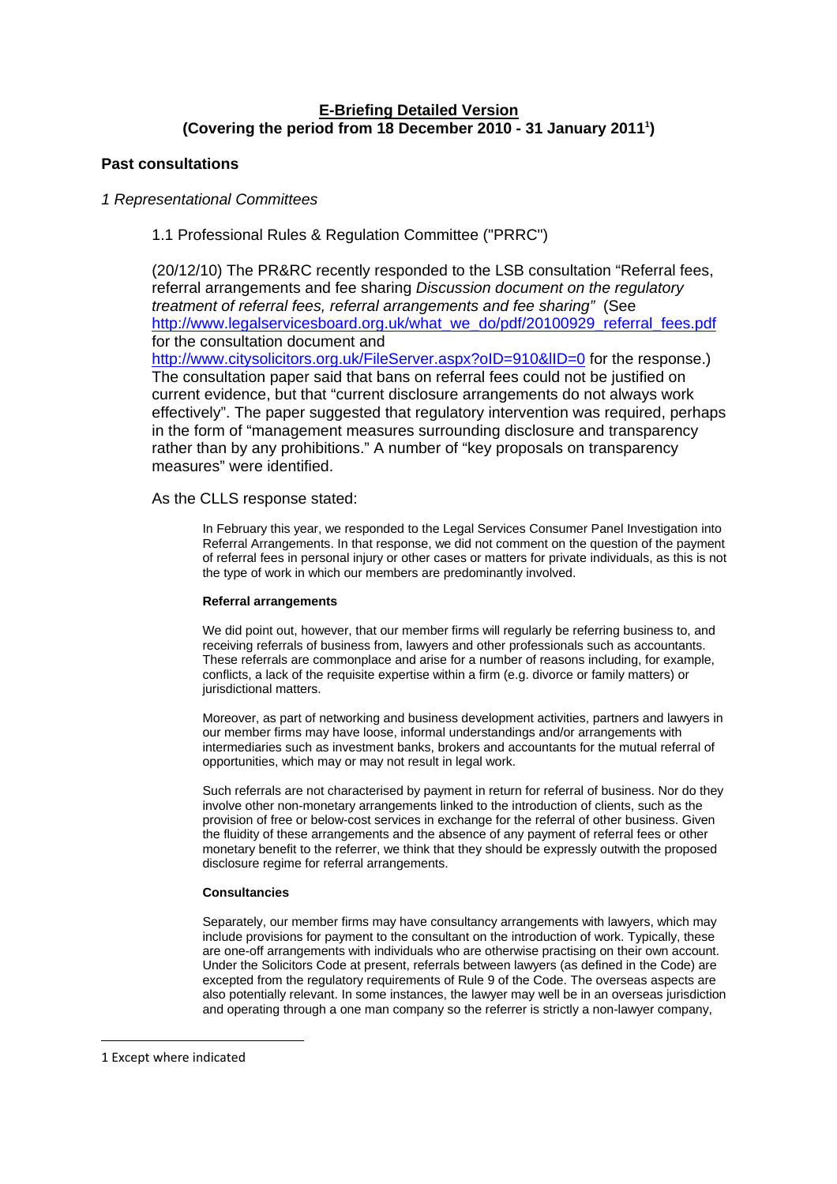# E-Briefing Detailed Version

**(Covering the period from 18 December 2010 - 31 January 2011[1])**

## Past consultations

### *1 Representational Committees*

#### 1.1 Professional Rules & Regulation Committee ("PRRC")

(20/12/10) The PR&RC recently responded to the LSB consultation "Referral fees, referral arrangements and fee sharing *Discussion document on the regulatory treatment of referral fees, referral arrangements and fee sharing"* (See http://www.legalservicesboard.org.uk/what_we_do/pdf/20100929_referral_fees.pdf for the consultation document and http://www.citysolicitors.org.uk/FileServer.aspx?oID=910&lID=0 for the response.) The consultation paper said that bans on referral fees could not be justified on current evidence, but that "current disclosure arrangements do not always work effectively". The paper suggested that regulatory intervention was required, perhaps in the form of "management measures surrounding disclosure and transparency rather than by any prohibitions." A number of "key proposals on transparency measures" were identified.

As the CLLS response stated:

> In February this year, we responded to the Legal Services Consumer Panel Investigation into Referral Arrangements. In that response, we did not comment on the question of the payment of referral fees in personal injury or other cases or matters for private individuals, as this is not the type of work in which our members are predominantly involved.
>
> **Referral arrangements**
>
> We did point out, however, that our member firms will regularly be referring business to, and receiving referrals of business from, lawyers and other professionals such as accountants. These referrals are commonplace and arise for a number of reasons including, for example, conflicts, a lack of the requisite expertise within a firm (e.g. divorce or family matters) or jurisdictional matters.
>
> Moreover, as part of networking and business development activities, partners and lawyers in our member firms may have loose, informal understandings and/or arrangements with intermediaries such as investment banks, brokers and accountants for the mutual referral of opportunities, which may or may not result in legal work.
>
> Such referrals are not characterised by payment in return for referral of business. Nor do they involve other non-monetary arrangements linked to the introduction of clients, such as the provision of free or below-cost services in exchange for the referral of other business. Given the fluidity of these arrangements and the absence of any payment of referral fees or other monetary benefit to the referrer, we think that they should be expressly outwith the proposed disclosure regime for referral arrangements.
>
> **Consultancies**
>
> Separately, our member firms may have consultancy arrangements with lawyers, which may include provisions for payment to the consultant on the introduction of work. Typically, these are one-off arrangements with individuals who are otherwise practising on their own account. Under the Solicitors Code at present, referrals between lawyers (as defined in the Code) are excepted from the regulatory requirements of Rule 9 of the Code. The overseas aspects are also potentially relevant. In some instances, the lawyer may well be in an overseas jurisdiction and operating through a one man company so the referrer is strictly a non-lawyer company,

---

[1] Except where indicated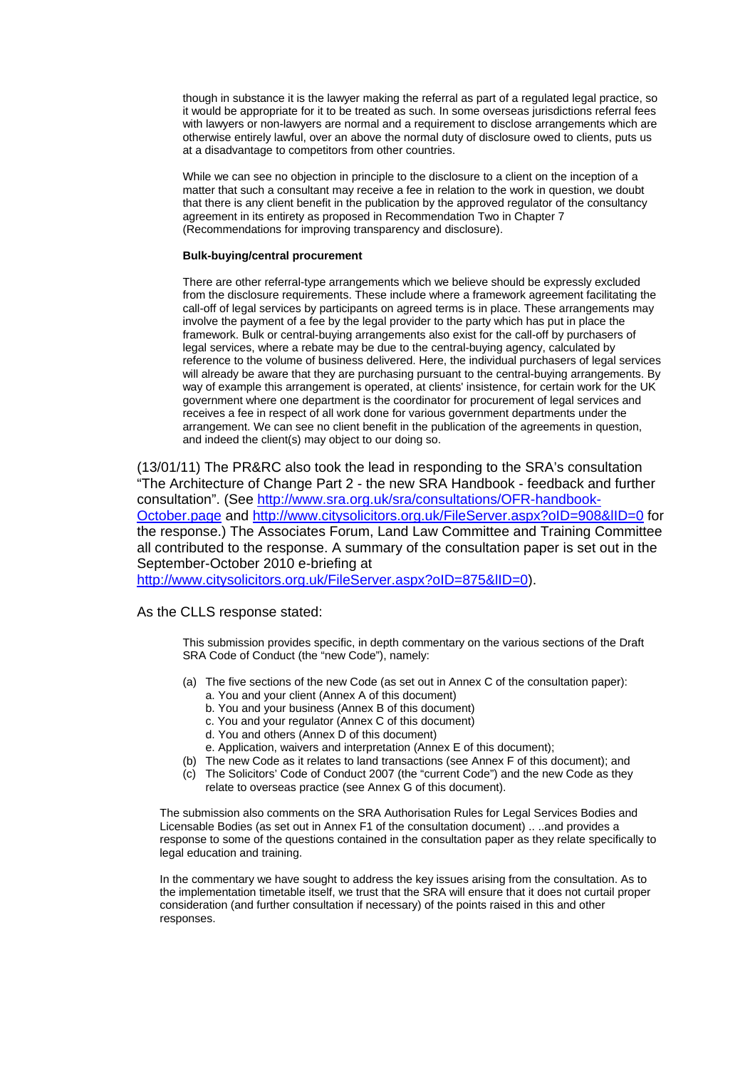> though in substance it is the lawyer making the referral as part of a regulated legal practice, so it would be appropriate for it to be treated as such. In some overseas jurisdictions referral fees with lawyers or non-lawyers are normal and a requirement to disclose arrangements which are otherwise entirely lawful, over an above the normal duty of disclosure owed to clients, puts us at a disadvantage to competitors from other countries.
>
> While we can see no objection in principle to the disclosure to a client on the inception of a matter that such a consultant may receive a fee in relation to the work in question, we doubt that there is any client benefit in the publication by the approved regulator of the consultancy agreement in its entirety as proposed in Recommendation Two in Chapter 7 (Recommendations for improving transparency and disclosure).
>
> **Bulk-buying/central procurement**
>
> There are other referral-type arrangements which we believe should be expressly excluded from the disclosure requirements. These include where a framework agreement facilitating the call-off of legal services by participants on agreed terms is in place. These arrangements may involve the payment of a fee by the legal provider to the party which has put in place the framework. Bulk or central-buying arrangements also exist for the call-off by purchasers of legal services, where a rebate may be due to the central-buying agency, calculated by reference to the volume of business delivered. Here, the individual purchasers of legal services will already be aware that they are purchasing pursuant to the central-buying arrangements. By way of example this arrangement is operated, at clients' insistence, for certain work for the UK government where one department is the coordinator for procurement of legal services and receives a fee in respect of all work done for various government departments under the arrangement. We can see no client benefit in the publication of the agreements in question, and indeed the client(s) may object to our doing so.

(13/01/11) The PR&RC also took the lead in responding to the SRA's consultation "The Architecture of Change Part 2 - the new SRA Handbook - feedback and further consultation". (See http://www.sra.org.uk/sra/consultations/OFR-handbook-October.page and http://www.citysolicitors.org.uk/FileServer.aspx?oID=908&lID=0 for the response.) The Associates Forum, Land Law Committee and Training Committee all contributed to the response. A summary of the consultation paper is set out in the September-October 2010 e-briefing at http://www.citysolicitors.org.uk/FileServer.aspx?oID=875&lID=0).

As the CLLS response stated:

> This submission provides specific, in depth commentary on the various sections of the Draft SRA Code of Conduct (the "new Code"), namely:
>
> (a) The five sections of the new Code (as set out in Annex C of the consultation paper):
>   a. You and your client (Annex A of this document)
>   b. You and your business (Annex B of this document)
>   c. You and your regulator (Annex C of this document)
>   d. You and others (Annex D of this document)
>   e. Application, waivers and interpretation (Annex E of this document);
>
> (b) The new Code as it relates to land transactions (see Annex F of this document); and
>
> (c) The Solicitors' Code of Conduct 2007 (the "current Code") and the new Code as they relate to overseas practice (see Annex G of this document).
>
> The submission also comments on the SRA Authorisation Rules for Legal Services Bodies and Licensable Bodies (as set out in Annex F1 of the consultation document) .. ..and provides a response to some of the questions contained in the consultation paper as they relate specifically to legal education and training.
>
> In the commentary we have sought to address the key issues arising from the consultation. As to the implementation timetable itself, we trust that the SRA will ensure that it does not curtail proper consideration (and further consultation if necessary) of the points raised in this and other responses.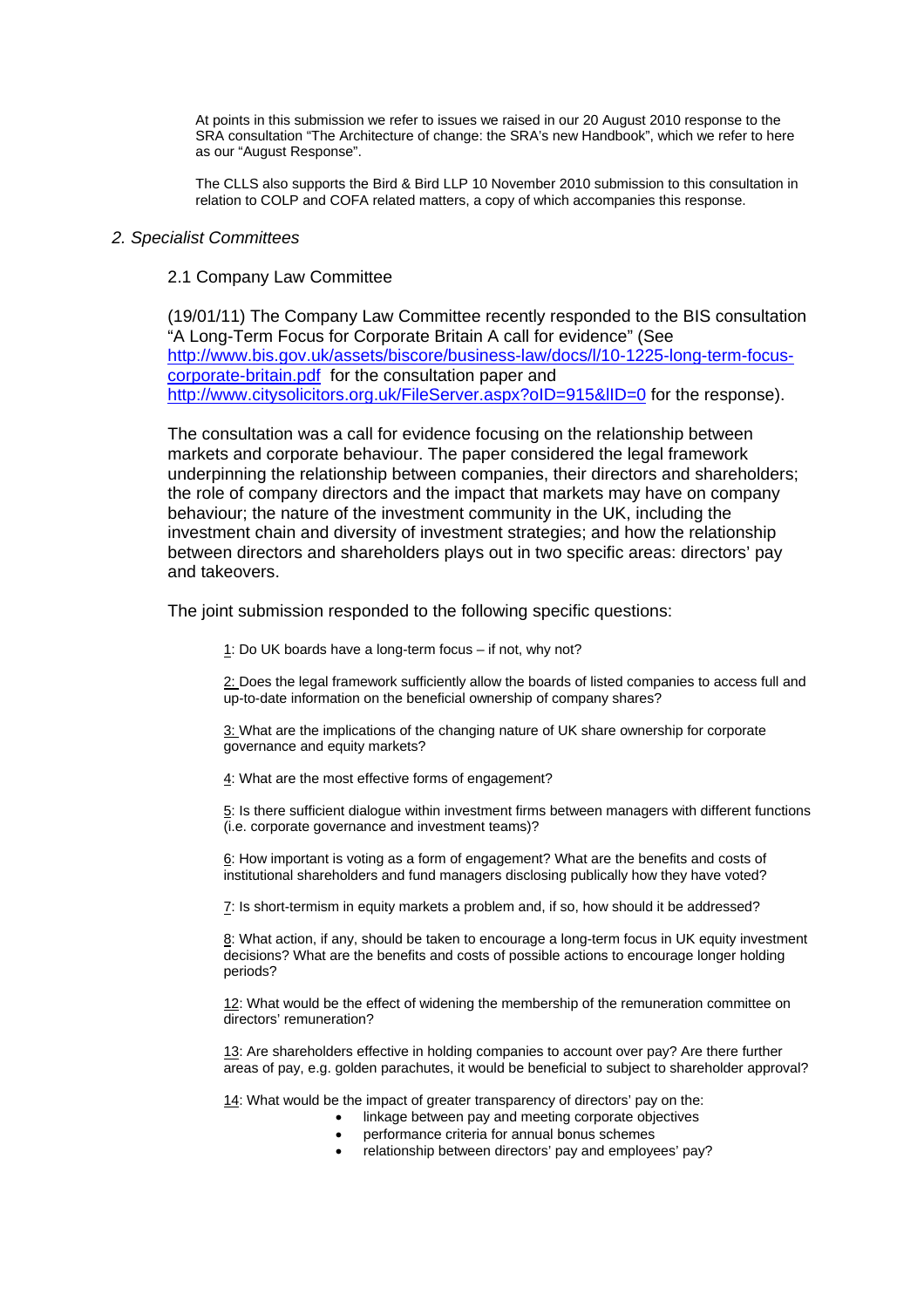At points in this submission we refer to issues we raised in our 20 August 2010 response to the SRA consultation "The Architecture of change: the SRA's new Handbook", which we refer to here as our "August Response".

The CLLS also supports the Bird & Bird LLP 10 November 2010 submission to this consultation in relation to COLP and COFA related matters, a copy of which accompanies this response.

## *2. Specialist Committees*

### 2.1 Company Law Committee

(19/01/11) The Company Law Committee recently responded to the BIS consultation "A Long-Term Focus for Corporate Britain A call for evidence" (See http://www.bis.gov.uk/assets/biscore/business-law/docs/l/10-1225-long-term-focus-corporate-britain.pdf for the consultation paper and http://www.citysolicitors.org.uk/FileServer.aspx?oID=915&lID=0 for the response).

The consultation was a call for evidence focusing on the relationship between markets and corporate behaviour. The paper considered the legal framework underpinning the relationship between companies, their directors and shareholders; the role of company directors and the impact that markets may have on company behaviour; the nature of the investment community in the UK, including the investment chain and diversity of investment strategies; and how the relationship between directors and shareholders plays out in two specific areas: directors' pay and takeovers.

The joint submission responded to the following specific questions:

1: Do UK boards have a long-term focus – if not, why not?

2: Does the legal framework sufficiently allow the boards of listed companies to access full and up-to-date information on the beneficial ownership of company shares?

3: What are the implications of the changing nature of UK share ownership for corporate governance and equity markets?

4: What are the most effective forms of engagement?

5: Is there sufficient dialogue within investment firms between managers with different functions (i.e. corporate governance and investment teams)?

6: How important is voting as a form of engagement? What are the benefits and costs of institutional shareholders and fund managers disclosing publically how they have voted?

7: Is short-termism in equity markets a problem and, if so, how should it be addressed?

8: What action, if any, should be taken to encourage a long-term focus in UK equity investment decisions? What are the benefits and costs of possible actions to encourage longer holding periods?

12: What would be the effect of widening the membership of the remuneration committee on directors' remuneration?

13: Are shareholders effective in holding companies to account over pay? Are there further areas of pay, e.g. golden parachutes, it would be beneficial to subject to shareholder approval?

14: What would be the impact of greater transparency of directors' pay on the:

- linkage between pay and meeting corporate objectives
- performance criteria for annual bonus schemes
- relationship between directors' pay and employees' pay?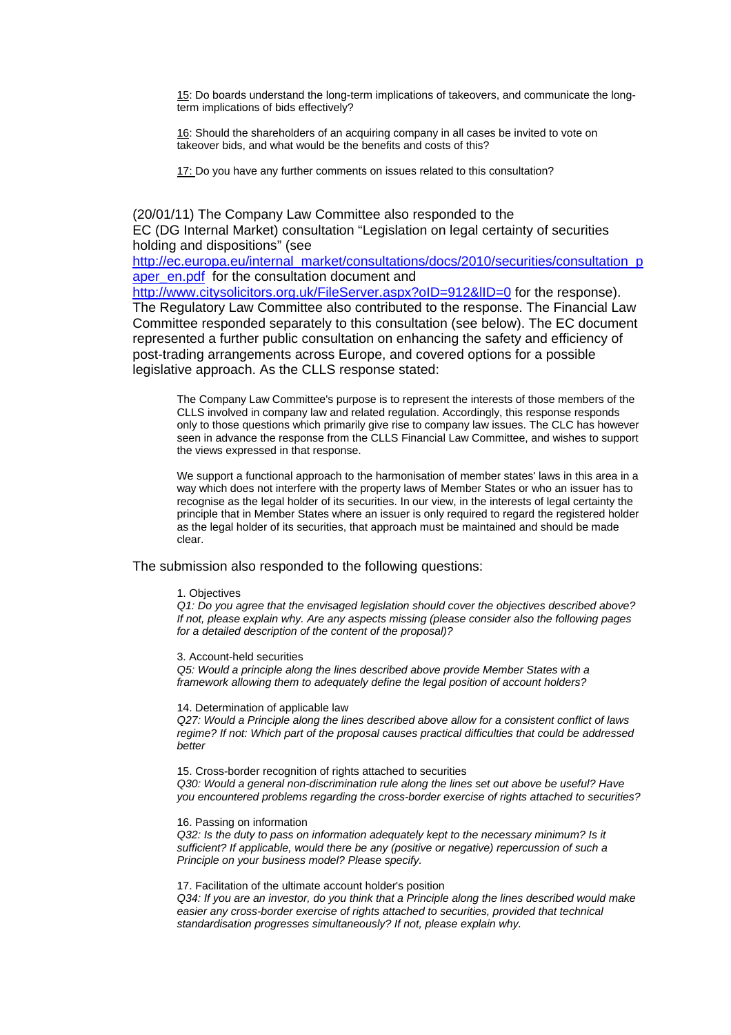> 15: Do boards understand the long-term implications of takeovers, and communicate the long-term implications of bids effectively?
>
> 16: Should the shareholders of an acquiring company in all cases be invited to vote on takeover bids, and what would be the benefits and costs of this?
>
> 17: Do you have any further comments on issues related to this consultation?

(20/01/11) The Company Law Committee also responded to the EC (DG Internal Market) consultation "Legislation on legal certainty of securities holding and dispositions" (see [http://ec.europa.eu/internal_market/consultations/docs/2010/securities/consultation_paper_en.pdf](http://ec.europa.eu/internal_market/consultations/docs/2010/securities/consultation_paper_en.pdf) for the consultation document and [http://www.citysolicitors.org.uk/FileServer.aspx?oID=912&lID=0](http://www.citysolicitors.org.uk/FileServer.aspx?oID=912&lID=0) for the response). The Regulatory Law Committee also contributed to the response. The Financial Law Committee responded separately to this consultation (see below). The EC document represented a further public consultation on enhancing the safety and efficiency of post-trading arrangements across Europe, and covered options for a possible legislative approach. As the CLLS response stated:

> The Company Law Committee's purpose is to represent the interests of those members of the CLLS involved in company law and related regulation. Accordingly, this response responds only to those questions which primarily give rise to company law issues. The CLC has however seen in advance the response from the CLLS Financial Law Committee, and wishes to support the views expressed in that response.
>
> We support a functional approach to the harmonisation of member states' laws in this area in a way which does not interfere with the property laws of Member States or who an issuer has to recognise as the legal holder of its securities. In our view, in the interests of legal certainty the principle that in Member States where an issuer is only required to regard the registered holder as the legal holder of its securities, that approach must be maintained and should be made clear.

The submission also responded to the following questions:

> 1. Objectives
> *Q1: Do you agree that the envisaged legislation should cover the objectives described above? If not, please explain why. Are any aspects missing (please consider also the following pages for a detailed description of the content of the proposal)?*
>
> 3. Account-held securities
> *Q5: Would a principle along the lines described above provide Member States with a framework allowing them to adequately define the legal position of account holders?*
>
> 14. Determination of applicable law
> *Q27: Would a Principle along the lines described above allow for a consistent conflict of laws regime? If not: Which part of the proposal causes practical difficulties that could be addressed better*
>
> 15. Cross-border recognition of rights attached to securities
> *Q30: Would a general non-discrimination rule along the lines set out above be useful? Have you encountered problems regarding the cross-border exercise of rights attached to securities?*
>
> 16. Passing on information
> *Q32: Is the duty to pass on information adequately kept to the necessary minimum? Is it sufficient? If applicable, would there be any (positive or negative) repercussion of such a Principle on your business model? Please specify.*
>
> 17. Facilitation of the ultimate account holder's position
> *Q34: If you are an investor, do you think that a Principle along the lines described would make easier any cross-border exercise of rights attached to securities, provided that technical standardisation progresses simultaneously? If not, please explain why.*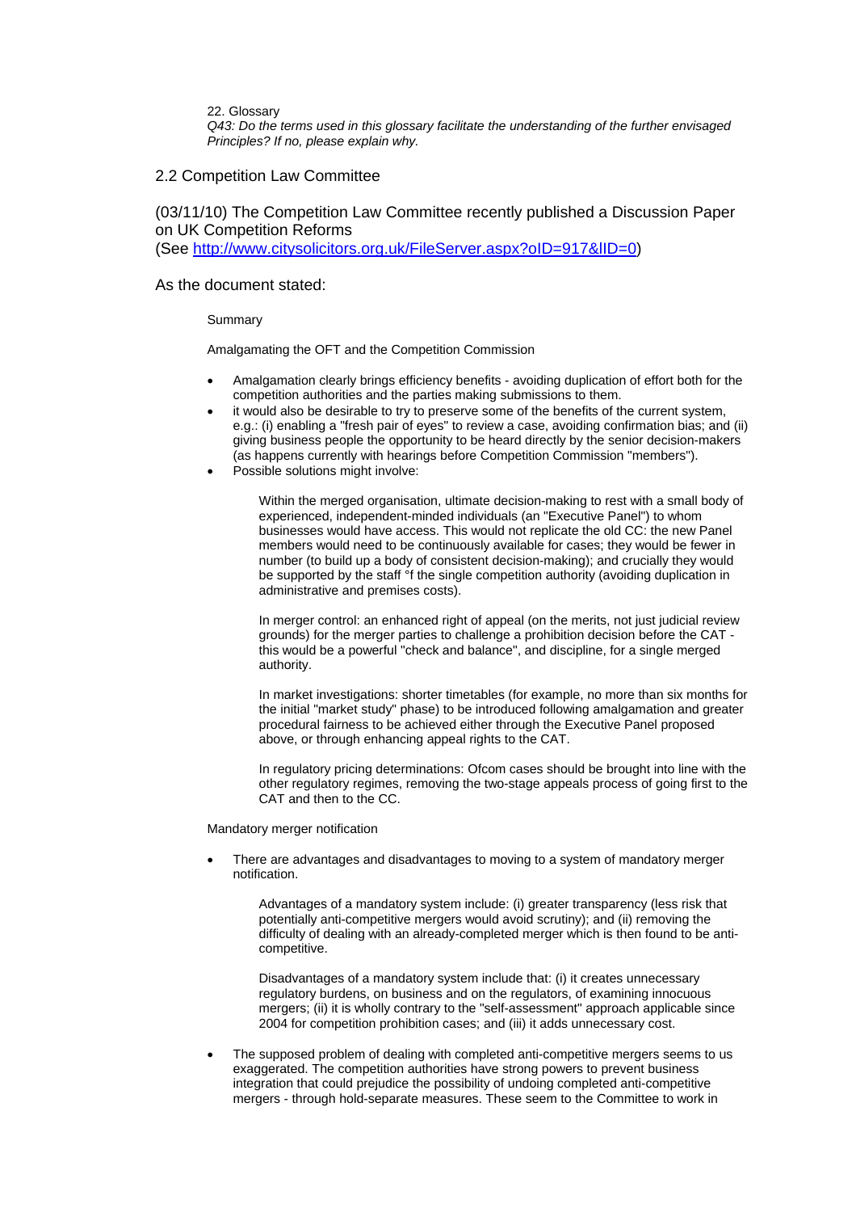22. Glossary

*Q43: Do the terms used in this glossary facilitate the understanding of the further envisaged Principles? If no, please explain why.*

## 2.2 Competition Law Committee

(03/11/10) The Competition Law Committee recently published a Discussion Paper on UK Competition Reforms
(See http://www.citysolicitors.org.uk/FileServer.aspx?oID=917&lID=0)

As the document stated:

Summary

Amalgamating the OFT and the Competition Commission

- Amalgamation clearly brings efficiency benefits - avoiding duplication of effort both for the competition authorities and the parties making submissions to them.
- it would also be desirable to try to preserve some of the benefits of the current system, e.g.: (i) enabling a "fresh pair of eyes" to review a case, avoiding confirmation bias; and (ii) giving business people the opportunity to be heard directly by the senior decision-makers (as happens currently with hearings before Competition Commission "members").
- Possible solutions might involve:

  Within the merged organisation, ultimate decision-making to rest with a small body of experienced, independent-minded individuals (an "Executive Panel") to whom businesses would have access. This would not replicate the old CC: the new Panel members would need to be continuously available for cases; they would be fewer in number (to build up a body of consistent decision-making); and crucially they would be supported by the staff °f the single competition authority (avoiding duplication in administrative and premises costs).

  In merger control: an enhanced right of appeal (on the merits, not just judicial review grounds) for the merger parties to challenge a prohibition decision before the CAT - this would be a powerful "check and balance", and discipline, for a single merged authority.

  In market investigations: shorter timetables (for example, no more than six months for the initial "market study" phase) to be introduced following amalgamation and greater procedural fairness to be achieved either through the Executive Panel proposed above, or through enhancing appeal rights to the CAT.

  In regulatory pricing determinations: Ofcom cases should be brought into line with the other regulatory regimes, removing the two-stage appeals process of going first to the CAT and then to the CC.

Mandatory merger notification

- There are advantages and disadvantages to moving to a system of mandatory merger notification.

  Advantages of a mandatory system include: (i) greater transparency (less risk that potentially anti-competitive mergers would avoid scrutiny); and (ii) removing the difficulty of dealing with an already-completed merger which is then found to be anti-competitive.

  Disadvantages of a mandatory system include that: (i) it creates unnecessary regulatory burdens, on business and on the regulators, of examining innocuous mergers; (ii) it is wholly contrary to the "self-assessment" approach applicable since 2004 for competition prohibition cases; and (iii) it adds unnecessary cost.

- The supposed problem of dealing with completed anti-competitive mergers seems to us exaggerated. The competition authorities have strong powers to prevent business integration that could prejudice the possibility of undoing completed anti-competitive mergers - through hold-separate measures. These seem to the Committee to work in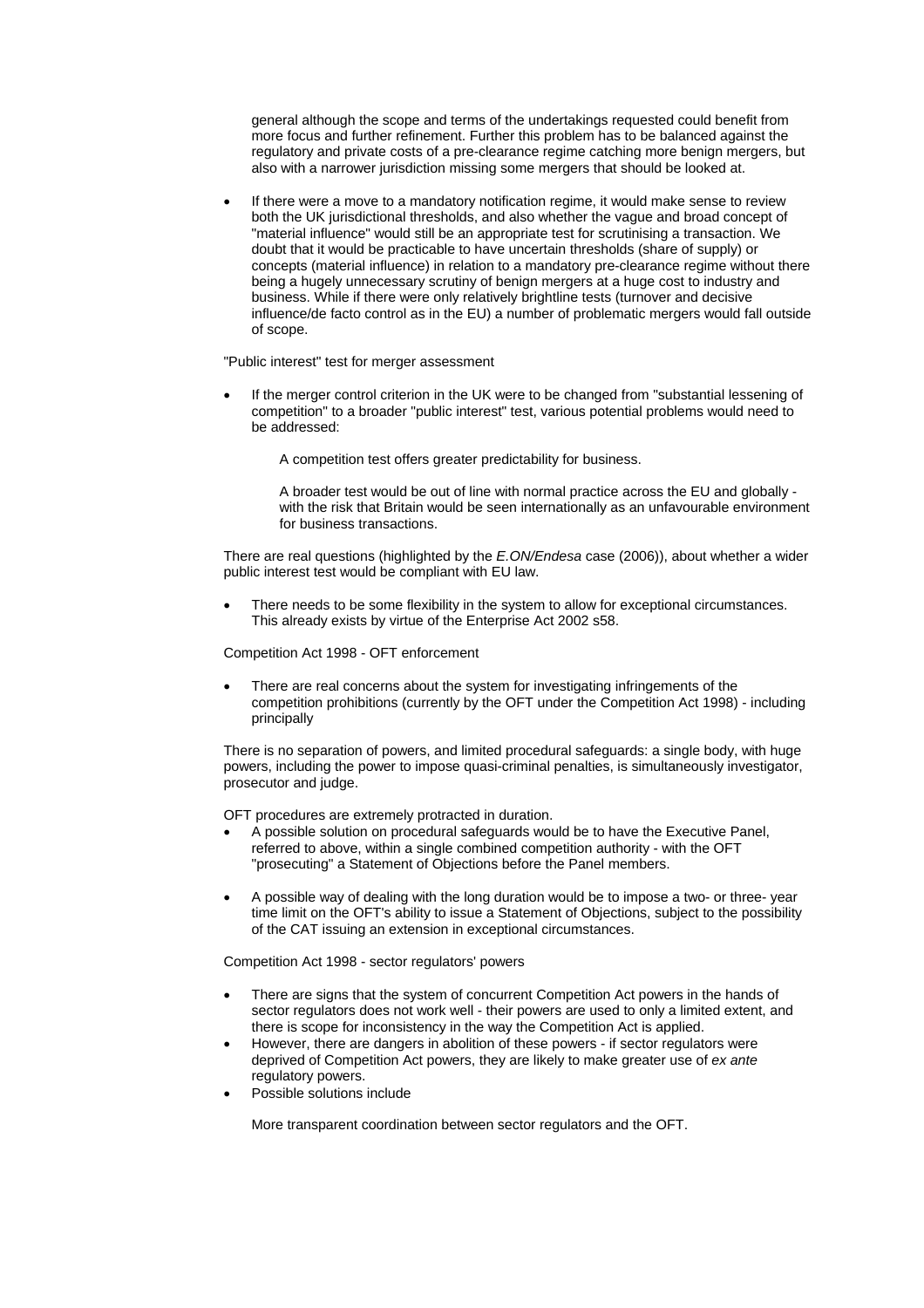general although the scope and terms of the undertakings requested could benefit from more focus and further refinement. Further this problem has to be balanced against the regulatory and private costs of a pre-clearance regime catching more benign mergers, but also with a narrower jurisdiction missing some mergers that should be looked at.

- If there were a move to a mandatory notification regime, it would make sense to review both the UK jurisdictional thresholds, and also whether the vague and broad concept of "material influence" would still be an appropriate test for scrutinising a transaction. We doubt that it would be practicable to have uncertain thresholds (share of supply) or concepts (material influence) in relation to a mandatory pre-clearance regime without there being a hugely unnecessary scrutiny of benign mergers at a huge cost to industry and business. While if there were only relatively brightline tests (turnover and decisive influence/de facto control as in the EU) a number of problematic mergers would fall outside of scope.

"Public interest" test for merger assessment

- If the merger control criterion in the UK were to be changed from "substantial lessening of competition" to a broader "public interest" test, various potential problems would need to be addressed:

  A competition test offers greater predictability for business.

  A broader test would be out of line with normal practice across the EU and globally - with the risk that Britain would be seen internationally as an unfavourable environment for business transactions.

There are real questions (highlighted by the *E.ON/Endesa* case (2006)), about whether a wider public interest test would be compliant with EU law.

- There needs to be some flexibility in the system to allow for exceptional circumstances. This already exists by virtue of the Enterprise Act 2002 s58.

Competition Act 1998 - OFT enforcement

- There are real concerns about the system for investigating infringements of the competition prohibitions (currently by the OFT under the Competition Act 1998) - including principally

There is no separation of powers, and limited procedural safeguards: a single body, with huge powers, including the power to impose quasi-criminal penalties, is simultaneously investigator, prosecutor and judge.

OFT procedures are extremely protracted in duration.

- A possible solution on procedural safeguards would be to have the Executive Panel, referred to above, within a single combined competition authority - with the OFT "prosecuting" a Statement of Objections before the Panel members.
- A possible way of dealing with the long duration would be to impose a two- or three- year time limit on the OFT's ability to issue a Statement of Objections, subject to the possibility of the CAT issuing an extension in exceptional circumstances.

Competition Act 1998 - sector regulators' powers

- There are signs that the system of concurrent Competition Act powers in the hands of sector regulators does not work well - their powers are used to only a limited extent, and there is scope for inconsistency in the way the Competition Act is applied.
- However, there are dangers in abolition of these powers - if sector regulators were deprived of Competition Act powers, they are likely to make greater use of *ex ante* regulatory powers.
- Possible solutions include

  More transparent coordination between sector regulators and the OFT.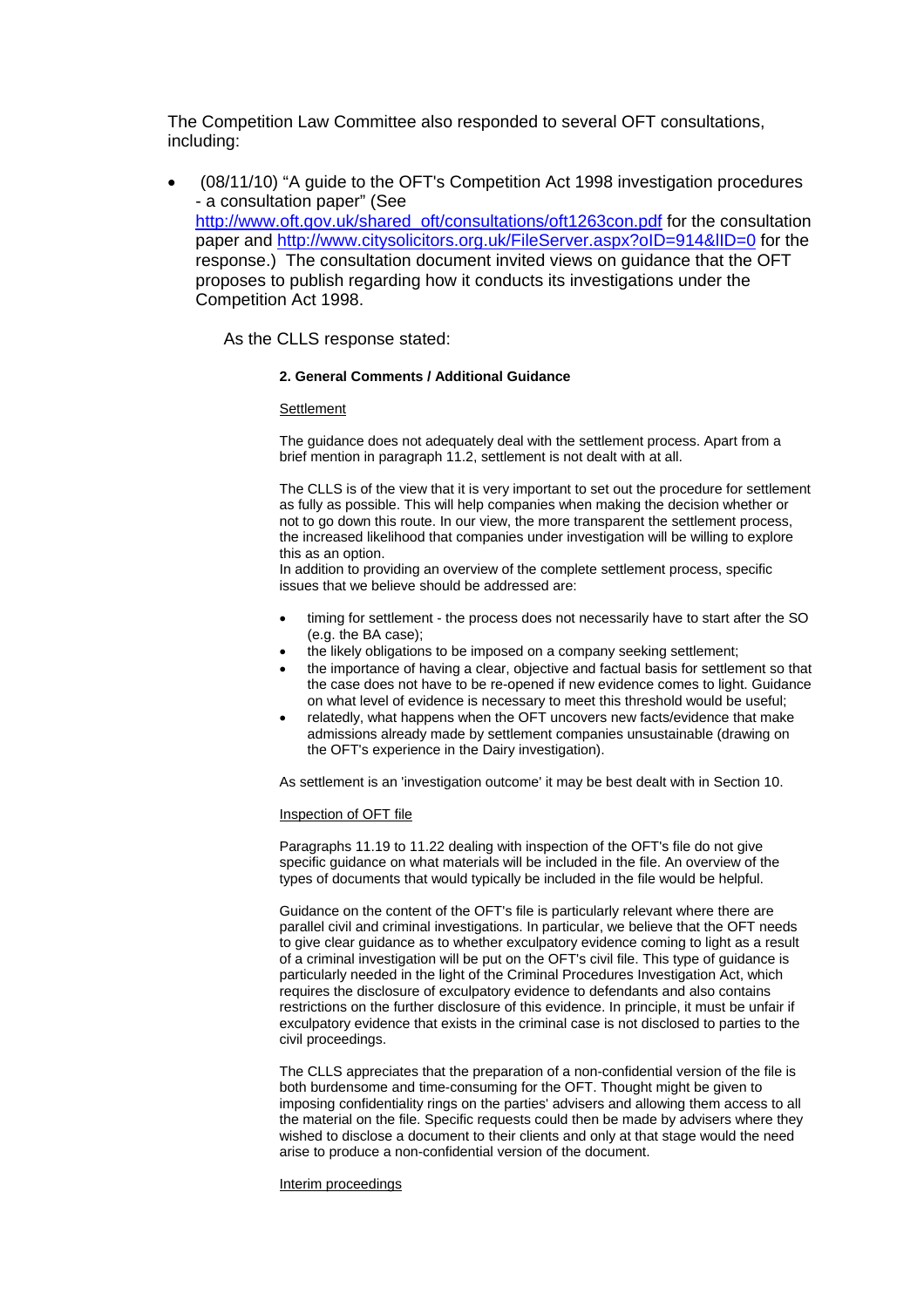The Competition Law Committee also responded to several OFT consultations, including:

- (08/11/10) "A guide to the OFT's Competition Act 1998 investigation procedures - a consultation paper" (See http://www.oft.gov.uk/shared_oft/consultations/oft1263con.pdf for the consultation paper and http://www.citysolicitors.org.uk/FileServer.aspx?oID=914&lID=0 for the response.) The consultation document invited views on guidance that the OFT proposes to publish regarding how it conducts its investigations under the Competition Act 1998.

As the CLLS response stated:

> **2. General Comments / Additional Guidance**
>
> Settlement
>
> The guidance does not adequately deal with the settlement process. Apart from a brief mention in paragraph 11.2, settlement is not dealt with at all.
>
> The CLLS is of the view that it is very important to set out the procedure for settlement as fully as possible. This will help companies when making the decision whether or not to go down this route. In our view, the more transparent the settlement process, the increased likelihood that companies under investigation will be willing to explore this as an option.
> In addition to providing an overview of the complete settlement process, specific issues that we believe should be addressed are:
>
> - timing for settlement - the process does not necessarily have to start after the SO (e.g. the BA case);
> - the likely obligations to be imposed on a company seeking settlement;
> - the importance of having a clear, objective and factual basis for settlement so that the case does not have to be re-opened if new evidence comes to light. Guidance on what level of evidence is necessary to meet this threshold would be useful;
> - relatedly, what happens when the OFT uncovers new facts/evidence that make admissions already made by settlement companies unsustainable (drawing on the OFT's experience in the Dairy investigation).
>
> As settlement is an 'investigation outcome' it may be best dealt with in Section 10.
>
> Inspection of OFT file
>
> Paragraphs 11.19 to 11.22 dealing with inspection of the OFT's file do not give specific guidance on what materials will be included in the file. An overview of the types of documents that would typically be included in the file would be helpful.
>
> Guidance on the content of the OFT's file is particularly relevant where there are parallel civil and criminal investigations. In particular, we believe that the OFT needs to give clear guidance as to whether exculpatory evidence coming to light as a result of a criminal investigation will be put on the OFT's civil file. This type of guidance is particularly needed in the light of the Criminal Procedures Investigation Act, which requires the disclosure of exculpatory evidence to defendants and also contains restrictions on the further disclosure of this evidence. In principle, it must be unfair if exculpatory evidence that exists in the criminal case is not disclosed to parties to the civil proceedings.
>
> The CLLS appreciates that the preparation of a non-confidential version of the file is both burdensome and time-consuming for the OFT. Thought might be given to imposing confidentiality rings on the parties' advisers and allowing them access to all the material on the file. Specific requests could then be made by advisers where they wished to disclose a document to their clients and only at that stage would the need arise to produce a non-confidential version of the document.
>
> Interim proceedings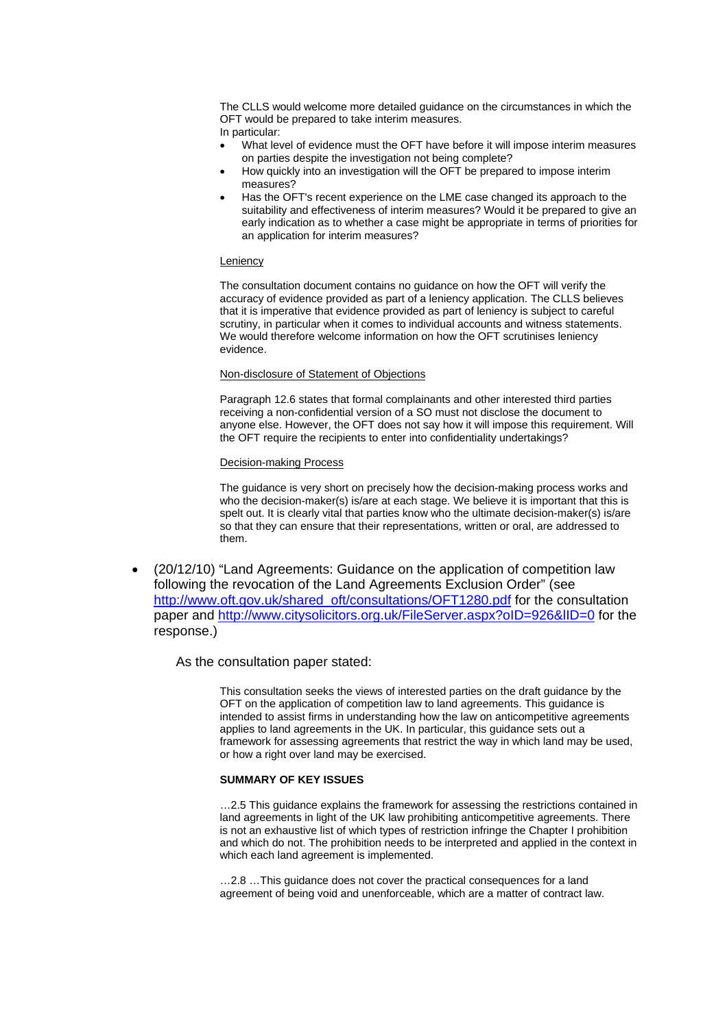The CLLS would welcome more detailed guidance on the circumstances in which the OFT would be prepared to take interim measures.
In particular:

- What level of evidence must the OFT have before it will impose interim measures on parties despite the investigation not being complete?
- How quickly into an investigation will the OFT be prepared to impose interim measures?
- Has the OFT's recent experience on the LME case changed its approach to the suitability and effectiveness of interim measures? Would it be prepared to give an early indication as to whether a case might be appropriate in terms of priorities for an application for interim measures?

Leniency

The consultation document contains no guidance on how the OFT will verify the accuracy of evidence provided as part of a leniency application. The CLLS believes that it is imperative that evidence provided as part of leniency is subject to careful scrutiny, in particular when it comes to individual accounts and witness statements. We would therefore welcome information on how the OFT scrutinises leniency evidence.

Non-disclosure of Statement of Objections

Paragraph 12.6 states that formal complainants and other interested third parties receiving a non-confidential version of a SO must not disclose the document to anyone else. However, the OFT does not say how it will impose this requirement. Will the OFT require the recipients to enter into confidentiality undertakings?

Decision-making Process

The guidance is very short on precisely how the decision-making process works and who the decision-maker(s) is/are at each stage. We believe it is important that this is spelt out. It is clearly vital that parties know who the ultimate decision-maker(s) is/are so that they can ensure that their representations, written or oral, are addressed to them.

- (20/12/10) "Land Agreements: Guidance on the application of competition law following the revocation of the Land Agreements Exclusion Order" (see http://www.oft.gov.uk/shared_oft/consultations/OFT1280.pdf for the consultation paper and http://www.citysolicitors.org.uk/FileServer.aspx?oID=926&lID=0 for the response.)

As the consultation paper stated:

> This consultation seeks the views of interested parties on the draft guidance by the OFT on the application of competition law to land agreements. This guidance is intended to assist firms in understanding how the law on anticompetitive agreements applies to land agreements in the UK. In particular, this guidance sets out a framework for assessing agreements that restrict the way in which land may be used, or how a right over land may be exercised.
>
> **SUMMARY OF KEY ISSUES**
>
> …2.5 This guidance explains the framework for assessing the restrictions contained in land agreements in light of the UK law prohibiting anticompetitive agreements. There is not an exhaustive list of which types of restriction infringe the Chapter I prohibition and which do not. The prohibition needs to be interpreted and applied in the context in which each land agreement is implemented.
>
> …2.8 …This guidance does not cover the practical consequences for a land agreement of being void and unenforceable, which are a matter of contract law.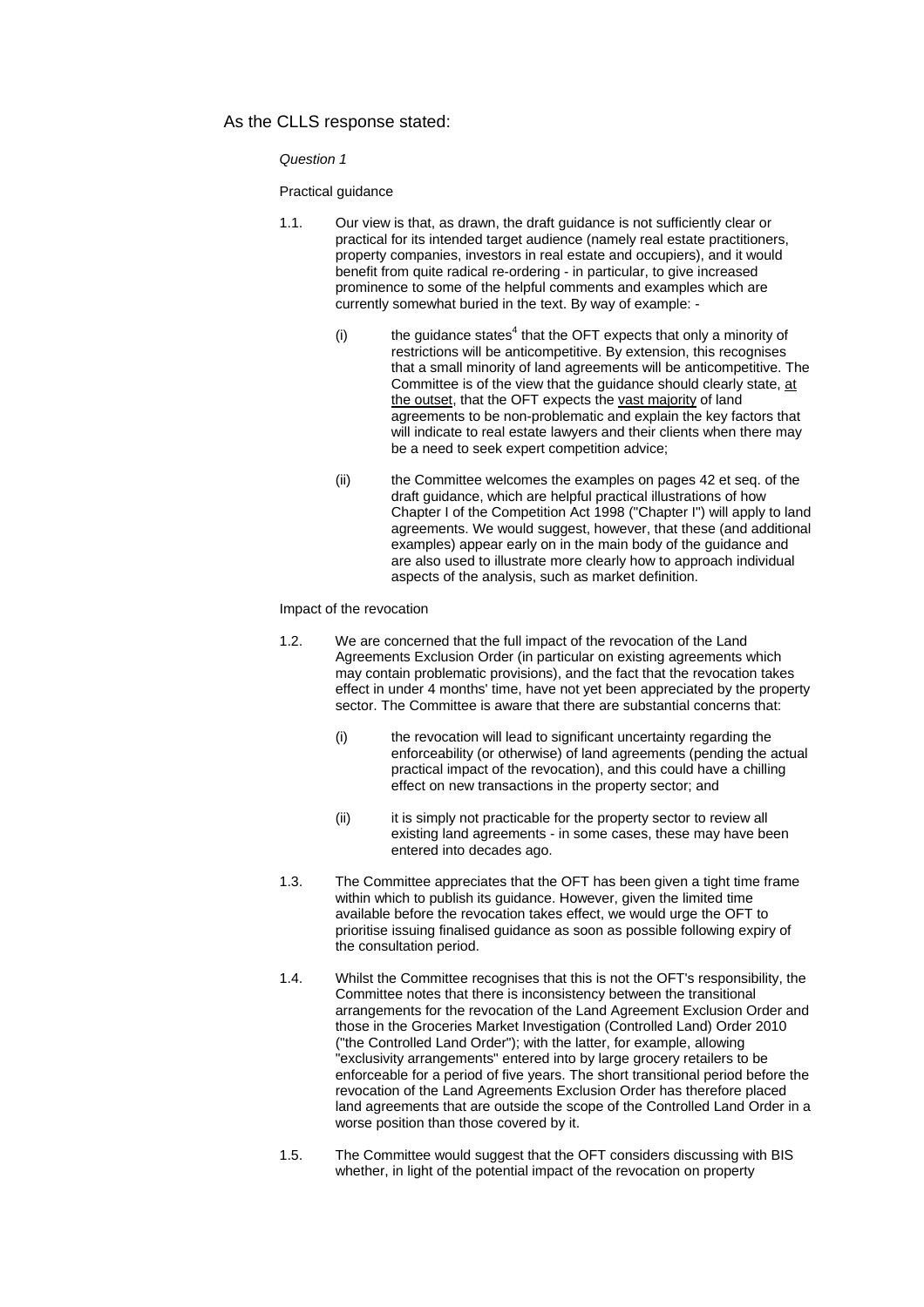As the CLLS response stated:

*Question 1*

Practical guidance

1.1. Our view is that, as drawn, the draft guidance is not sufficiently clear or practical for its intended target audience (namely real estate practitioners, property companies, investors in real estate and occupiers), and it would benefit from quite radical re-ordering - in particular, to give increased prominence to some of the helpful comments and examples which are currently somewhat buried in the text. By way of example: -

(i) the guidance states[4] that the OFT expects that only a minority of restrictions will be anticompetitive. By extension, this recognises that a small minority of land agreements will be anticompetitive. The Committee is of the view that the guidance should clearly state, <u>at the outset</u>, that the OFT expects the <u>vast majority</u> of land agreements to be non-problematic and explain the key factors that will indicate to real estate lawyers and their clients when there may be a need to seek expert competition advice;

(ii) the Committee welcomes the examples on pages 42 et seq. of the draft guidance, which are helpful practical illustrations of how Chapter I of the Competition Act 1998 ("Chapter I") will apply to land agreements. We would suggest, however, that these (and additional examples) appear early on in the main body of the guidance and are also used to illustrate more clearly how to approach individual aspects of the analysis, such as market definition.

Impact of the revocation

1.2. We are concerned that the full impact of the revocation of the Land Agreements Exclusion Order (in particular on existing agreements which may contain problematic provisions), and the fact that the revocation takes effect in under 4 months' time, have not yet been appreciated by the property sector. The Committee is aware that there are substantial concerns that:

(i) the revocation will lead to significant uncertainty regarding the enforceability (or otherwise) of land agreements (pending the actual practical impact of the revocation), and this could have a chilling effect on new transactions in the property sector; and

(ii) it is simply not practicable for the property sector to review all existing land agreements - in some cases, these may have been entered into decades ago.

1.3. The Committee appreciates that the OFT has been given a tight time frame within which to publish its guidance. However, given the limited time available before the revocation takes effect, we would urge the OFT to prioritise issuing finalised guidance as soon as possible following expiry of the consultation period.

1.4. Whilst the Committee recognises that this is not the OFT's responsibility, the Committee notes that there is inconsistency between the transitional arrangements for the revocation of the Land Agreement Exclusion Order and those in the Groceries Market Investigation (Controlled Land) Order 2010 ("the Controlled Land Order"); with the latter, for example, allowing "exclusivity arrangements" entered into by large grocery retailers to be enforceable for a period of five years. The short transitional period before the revocation of the Land Agreements Exclusion Order has therefore placed land agreements that are outside the scope of the Controlled Land Order in a worse position than those covered by it.

1.5. The Committee would suggest that the OFT considers discussing with BIS whether, in light of the potential impact of the revocation on property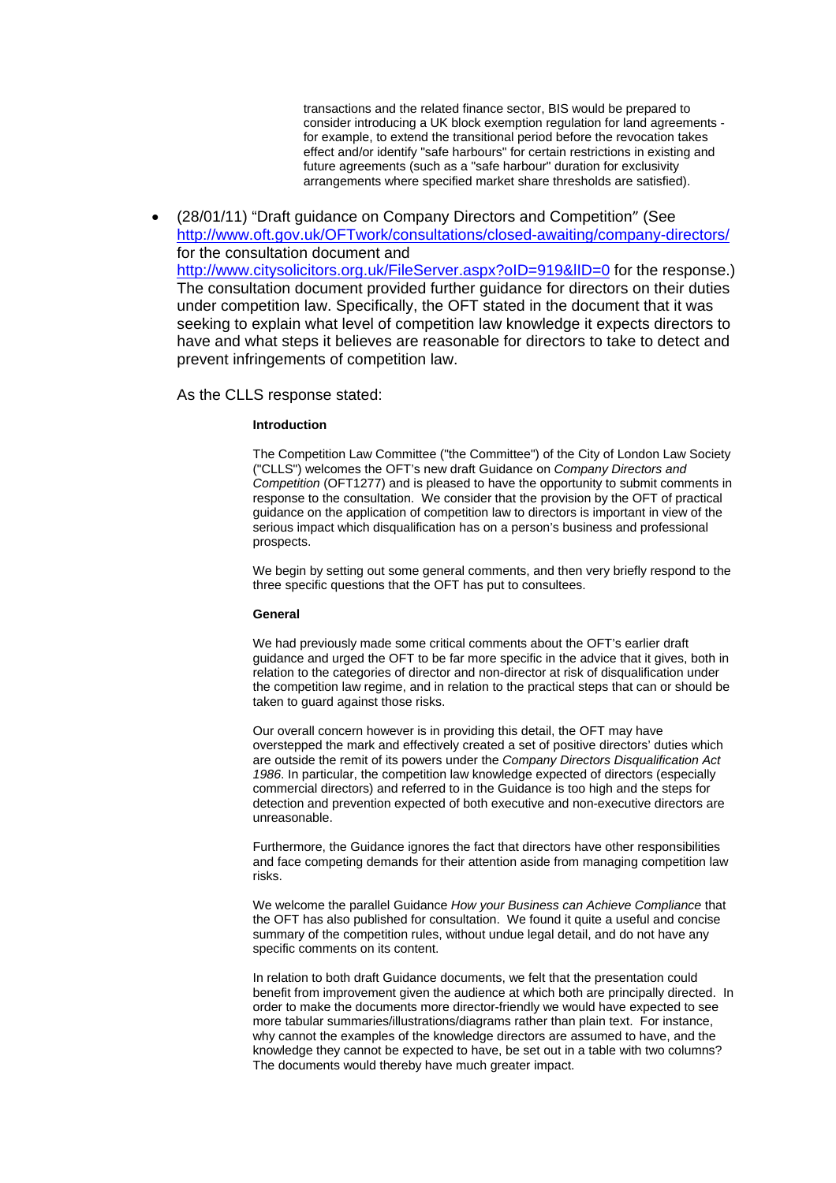transactions and the related finance sector, BIS would be prepared to consider introducing a UK block exemption regulation for land agreements - for example, to extend the transitional period before the revocation takes effect and/or identify "safe harbours" for certain restrictions in existing and future agreements (such as a "safe harbour" duration for exclusivity arrangements where specified market share thresholds are satisfied).

- (28/01/11) "Draft guidance on Company Directors and Competition" (See http://www.oft.gov.uk/OFTwork/consultations/closed-awaiting/company-directors/ for the consultation document and http://www.citysolicitors.org.uk/FileServer.aspx?oID=919&lID=0 for the response.) The consultation document provided further guidance for directors on their duties under competition law. Specifically, the OFT stated in the document that it was seeking to explain what level of competition law knowledge it expects directors to have and what steps it believes are reasonable for directors to take to detect and prevent infringements of competition law.

  As the CLLS response stated:

  **Introduction**

  The Competition Law Committee ("the Committee") of the City of London Law Society ("CLLS") welcomes the OFT's new draft Guidance on *Company Directors and Competition* (OFT1277) and is pleased to have the opportunity to submit comments in response to the consultation. We consider that the provision by the OFT of practical guidance on the application of competition law to directors is important in view of the serious impact which disqualification has on a person's business and professional prospects.

  We begin by setting out some general comments, and then very briefly respond to the three specific questions that the OFT has put to consultees.

  **General**

  We had previously made some critical comments about the OFT's earlier draft guidance and urged the OFT to be far more specific in the advice that it gives, both in relation to the categories of director and non-director at risk of disqualification under the competition law regime, and in relation to the practical steps that can or should be taken to guard against those risks.

  Our overall concern however is in providing this detail, the OFT may have overstepped the mark and effectively created a set of positive directors' duties which are outside the remit of its powers under the *Company Directors Disqualification Act 1986*. In particular, the competition law knowledge expected of directors (especially commercial directors) and referred to in the Guidance is too high and the steps for detection and prevention expected of both executive and non-executive directors are unreasonable.

  Furthermore, the Guidance ignores the fact that directors have other responsibilities and face competing demands for their attention aside from managing competition law risks.

  We welcome the parallel Guidance *How your Business can Achieve Compliance* that the OFT has also published for consultation. We found it quite a useful and concise summary of the competition rules, without undue legal detail, and do not have any specific comments on its content.

  In relation to both draft Guidance documents, we felt that the presentation could benefit from improvement given the audience at which both are principally directed. In order to make the documents more director-friendly we would have expected to see more tabular summaries/illustrations/diagrams rather than plain text. For instance, why cannot the examples of the knowledge directors are assumed to have, and the knowledge they cannot be expected to have, be set out in a table with two columns? The documents would thereby have much greater impact.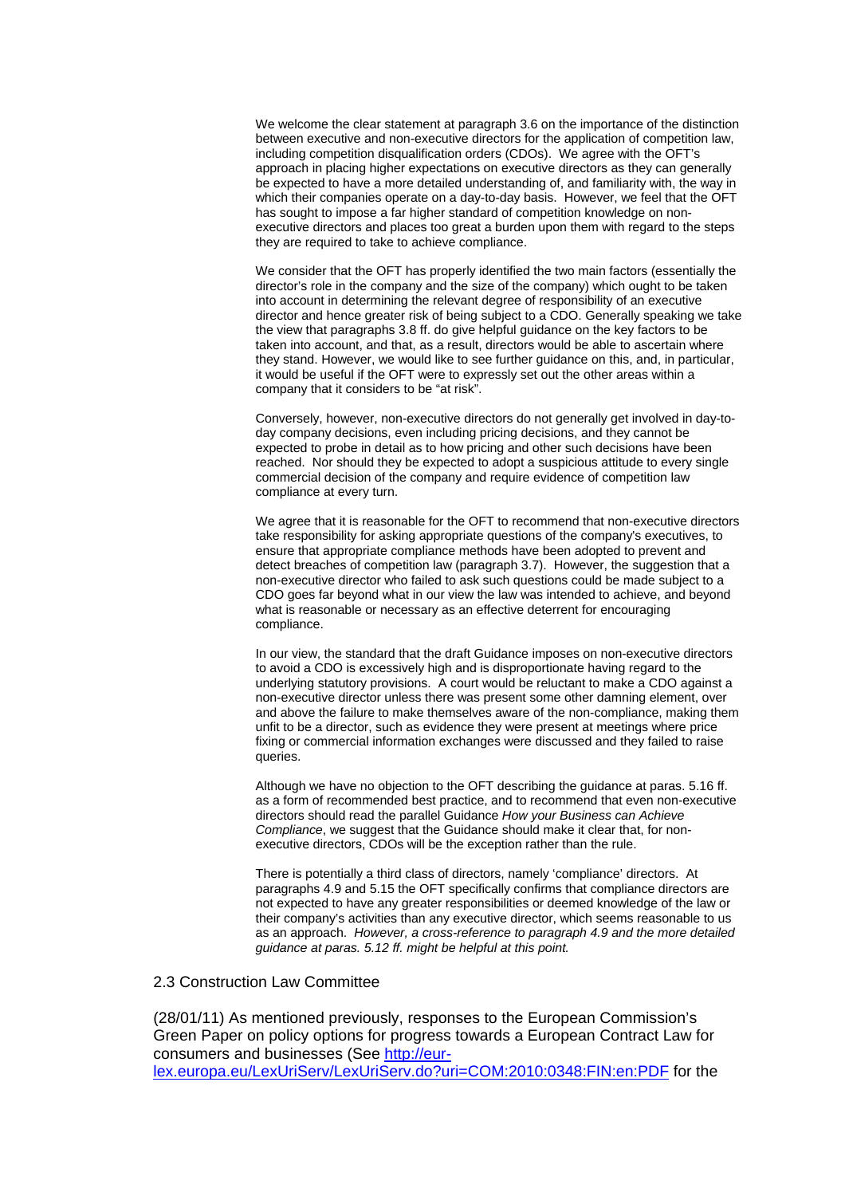We welcome the clear statement at paragraph 3.6 on the importance of the distinction between executive and non-executive directors for the application of competition law, including competition disqualification orders (CDOs). We agree with the OFT's approach in placing higher expectations on executive directors as they can generally be expected to have a more detailed understanding of, and familiarity with, the way in which their companies operate on a day-to-day basis. However, we feel that the OFT has sought to impose a far higher standard of competition knowledge on non-executive directors and places too great a burden upon them with regard to the steps they are required to take to achieve compliance.

We consider that the OFT has properly identified the two main factors (essentially the director's role in the company and the size of the company) which ought to be taken into account in determining the relevant degree of responsibility of an executive director and hence greater risk of being subject to a CDO. Generally speaking we take the view that paragraphs 3.8 ff. do give helpful guidance on the key factors to be taken into account, and that, as a result, directors would be able to ascertain where they stand. However, we would like to see further guidance on this, and, in particular, it would be useful if the OFT were to expressly set out the other areas within a company that it considers to be "at risk".

Conversely, however, non-executive directors do not generally get involved in day-to-day company decisions, even including pricing decisions, and they cannot be expected to probe in detail as to how pricing and other such decisions have been reached. Nor should they be expected to adopt a suspicious attitude to every single commercial decision of the company and require evidence of competition law compliance at every turn.

We agree that it is reasonable for the OFT to recommend that non-executive directors take responsibility for asking appropriate questions of the company's executives, to ensure that appropriate compliance methods have been adopted to prevent and detect breaches of competition law (paragraph 3.7). However, the suggestion that a non-executive director who failed to ask such questions could be made subject to a CDO goes far beyond what in our view the law was intended to achieve, and beyond what is reasonable or necessary as an effective deterrent for encouraging compliance.

In our view, the standard that the draft Guidance imposes on non-executive directors to avoid a CDO is excessively high and is disproportionate having regard to the underlying statutory provisions. A court would be reluctant to make a CDO against a non-executive director unless there was present some other damning element, over and above the failure to make themselves aware of the non-compliance, making them unfit to be a director, such as evidence they were present at meetings where price fixing or commercial information exchanges were discussed and they failed to raise queries.

Although we have no objection to the OFT describing the guidance at paras. 5.16 ff. as a form of recommended best practice, and to recommend that even non-executive directors should read the parallel Guidance *How your Business can Achieve Compliance*, we suggest that the Guidance should make it clear that, for non-executive directors, CDOs will be the exception rather than the rule.

There is potentially a third class of directors, namely 'compliance' directors. At paragraphs 4.9 and 5.15 the OFT specifically confirms that compliance directors are not expected to have any greater responsibilities or deemed knowledge of the law or their company's activities than any executive director, which seems reasonable to us as an approach. *However, a cross-reference to paragraph 4.9 and the more detailed guidance at paras. 5.12 ff. might be helpful at this point.*

## 2.3 Construction Law Committee

(28/01/11) As mentioned previously, responses to the European Commission's Green Paper on policy options for progress towards a European Contract Law for consumers and businesses (See http://eur-lex.europa.eu/LexUriServ/LexUriServ.do?uri=COM:2010:0348:FIN:en:PDF for the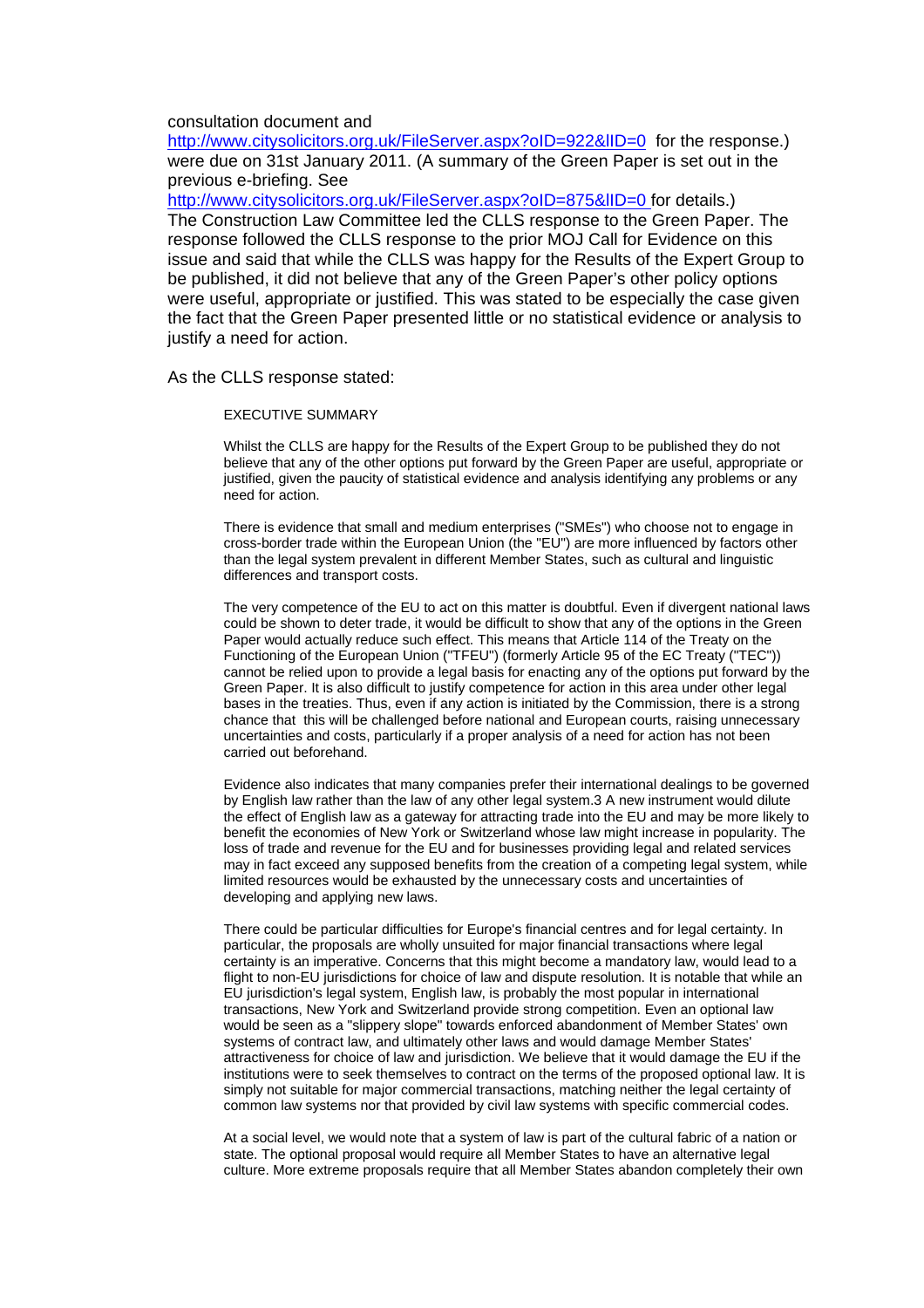consultation document and
http://www.citysolicitors.org.uk/FileServer.aspx?oID=922&lID=0 for the response.) were due on 31st January 2011. (A summary of the Green Paper is set out in the previous e-briefing. See
http://www.citysolicitors.org.uk/FileServer.aspx?oID=875&lID=0 for details.)
The Construction Law Committee led the CLLS response to the Green Paper. The response followed the CLLS response to the prior MOJ Call for Evidence on this issue and said that while the CLLS was happy for the Results of the Expert Group to be published, it did not believe that any of the Green Paper's other policy options were useful, appropriate or justified. This was stated to be especially the case given the fact that the Green Paper presented little or no statistical evidence or analysis to justify a need for action.

As the CLLS response stated:

> EXECUTIVE SUMMARY
>
> Whilst the CLLS are happy for the Results of the Expert Group to be published they do not believe that any of the other options put forward by the Green Paper are useful, appropriate or justified, given the paucity of statistical evidence and analysis identifying any problems or any need for action.
>
> There is evidence that small and medium enterprises ("SMEs") who choose not to engage in cross-border trade within the European Union (the "EU") are more influenced by factors other than the legal system prevalent in different Member States, such as cultural and linguistic differences and transport costs.
>
> The very competence of the EU to act on this matter is doubtful. Even if divergent national laws could be shown to deter trade, it would be difficult to show that any of the options in the Green Paper would actually reduce such effect. This means that Article 114 of the Treaty on the Functioning of the European Union ("TFEU") (formerly Article 95 of the EC Treaty ("TEC")) cannot be relied upon to provide a legal basis for enacting any of the options put forward by the Green Paper. It is also difficult to justify competence for action in this area under other legal bases in the treaties. Thus, even if any action is initiated by the Commission, there is a strong chance that this will be challenged before national and European courts, raising unnecessary uncertainties and costs, particularly if a proper analysis of a need for action has not been carried out beforehand.
>
> Evidence also indicates that many companies prefer their international dealings to be governed by English law rather than the law of any other legal system.3 A new instrument would dilute the effect of English law as a gateway for attracting trade into the EU and may be more likely to benefit the economies of New York or Switzerland whose law might increase in popularity. The loss of trade and revenue for the EU and for businesses providing legal and related services may in fact exceed any supposed benefits from the creation of a competing legal system, while limited resources would be exhausted by the unnecessary costs and uncertainties of developing and applying new laws.
>
> There could be particular difficulties for Europe's financial centres and for legal certainty. In particular, the proposals are wholly unsuited for major financial transactions where legal certainty is an imperative. Concerns that this might become a mandatory law, would lead to a flight to non-EU jurisdictions for choice of law and dispute resolution. It is notable that while an EU jurisdiction's legal system, English law, is probably the most popular in international transactions, New York and Switzerland provide strong competition. Even an optional law would be seen as a "slippery slope" towards enforced abandonment of Member States' own systems of contract law, and ultimately other laws and would damage Member States' attractiveness for choice of law and jurisdiction. We believe that it would damage the EU if the institutions were to seek themselves to contract on the terms of the proposed optional law. It is simply not suitable for major commercial transactions, matching neither the legal certainty of common law systems nor that provided by civil law systems with specific commercial codes.
>
> At a social level, we would note that a system of law is part of the cultural fabric of a nation or state. The optional proposal would require all Member States to have an alternative legal culture. More extreme proposals require that all Member States abandon completely their own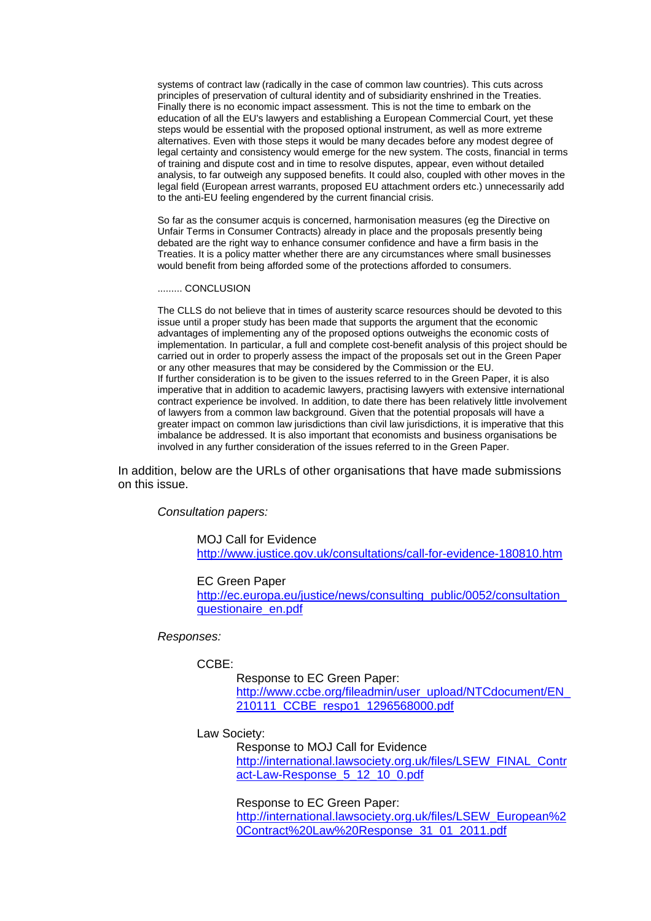systems of contract law (radically in the case of common law countries). This cuts across principles of preservation of cultural identity and of subsidiarity enshrined in the Treaties. Finally there is no economic impact assessment. This is not the time to embark on the education of all the EU's lawyers and establishing a European Commercial Court, yet these steps would be essential with the proposed optional instrument, as well as more extreme alternatives. Even with those steps it would be many decades before any modest degree of legal certainty and consistency would emerge for the new system. The costs, financial in terms of training and dispute cost and in time to resolve disputes, appear, even without detailed analysis, to far outweigh any supposed benefits. It could also, coupled with other moves in the legal field (European arrest warrants, proposed EU attachment orders etc.) unnecessarily add to the anti-EU feeling engendered by the current financial crisis.

So far as the consumer acquis is concerned, harmonisation measures (eg the Directive on Unfair Terms in Consumer Contracts) already in place and the proposals presently being debated are the right way to enhance consumer confidence and have a firm basis in the Treaties. It is a policy matter whether there are any circumstances where small businesses would benefit from being afforded some of the protections afforded to consumers.

......... CONCLUSION

The CLLS do not believe that in times of austerity scarce resources should be devoted to this issue until a proper study has been made that supports the argument that the economic advantages of implementing any of the proposed options outweighs the economic costs of implementation. In particular, a full and complete cost-benefit analysis of this project should be carried out in order to properly assess the impact of the proposals set out in the Green Paper or any other measures that may be considered by the Commission or the EU.
If further consideration is to be given to the issues referred to in the Green Paper, it is also imperative that in addition to academic lawyers, practising lawyers with extensive international contract experience be involved. In addition, to date there has been relatively little involvement of lawyers from a common law background. Given that the potential proposals will have a greater impact on common law jurisdictions than civil law jurisdictions, it is imperative that this imbalance be addressed. It is also important that economists and business organisations be involved in any further consideration of the issues referred to in the Green Paper.

In addition, below are the URLs of other organisations that have made submissions on this issue.

*Consultation papers:*

MOJ Call for Evidence
http://www.justice.gov.uk/consultations/call-for-evidence-180810.htm

EC Green Paper
http://ec.europa.eu/justice/news/consulting_public/0052/consultation_questionaire_en.pdf

*Responses:*

CCBE:

Response to EC Green Paper:
http://www.ccbe.org/fileadmin/user_upload/NTCdocument/EN_210111_CCBE_respo1_1296568000.pdf

Law Society:

Response to MOJ Call for Evidence
http://international.lawsociety.org.uk/files/LSEW_FINAL_Contract-Law-Response_5_12_10_0.pdf

Response to EC Green Paper:
http://international.lawsociety.org.uk/files/LSEW_European%20Contract%20Law%20Response_31_01_2011.pdf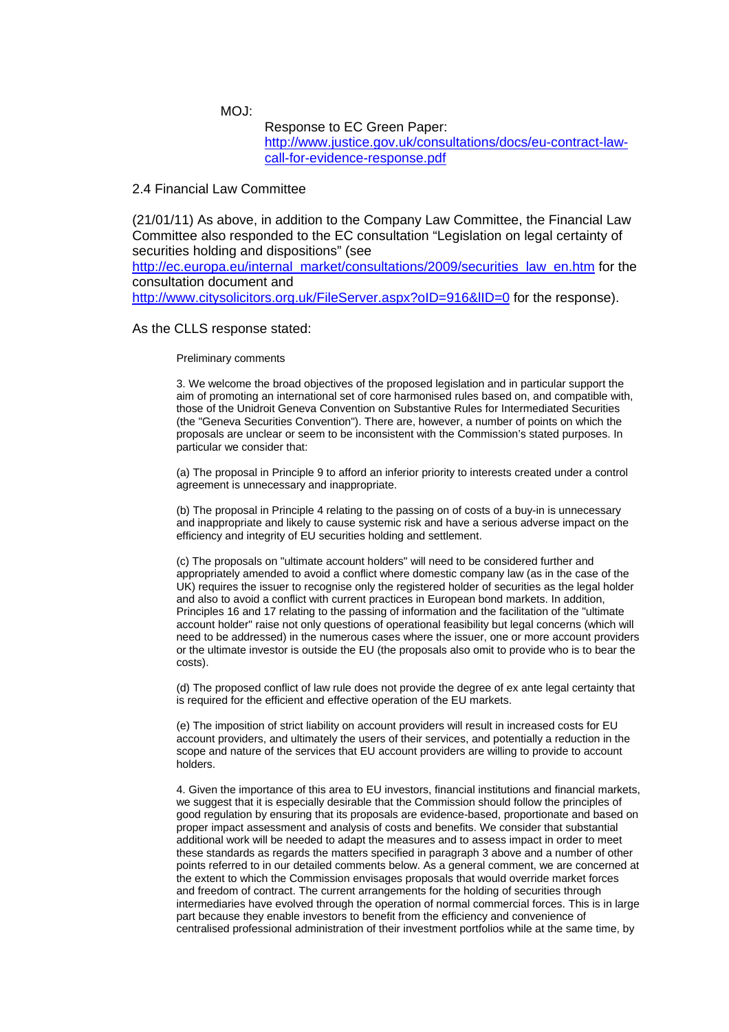MOJ:

Response to EC Green Paper: [http://www.justice.gov.uk/consultations/docs/eu-contract-law-call-for-evidence-response.pdf](http://www.justice.gov.uk/consultations/docs/eu-contract-law-call-for-evidence-response.pdf)

## 2.4 Financial Law Committee

(21/01/11) As above, in addition to the Company Law Committee, the Financial Law Committee also responded to the EC consultation "Legislation on legal certainty of securities holding and dispositions" (see [http://ec.europa.eu/internal_market/consultations/2009/securities_law_en.htm](http://ec.europa.eu/internal_market/consultations/2009/securities_law_en.htm) for the consultation document and [http://www.citysolicitors.org.uk/FileServer.aspx?oID=916&lID=0](http://www.citysolicitors.org.uk/FileServer.aspx?oID=916&lID=0) for the response).

As the CLLS response stated:

> Preliminary comments
>
> 3. We welcome the broad objectives of the proposed legislation and in particular support the aim of promoting an international set of core harmonised rules based on, and compatible with, those of the Unidroit Geneva Convention on Substantive Rules for Intermediated Securities (the "Geneva Securities Convention"). There are, however, a number of points on which the proposals are unclear or seem to be inconsistent with the Commission's stated purposes. In particular we consider that:
>
> (a) The proposal in Principle 9 to afford an inferior priority to interests created under a control agreement is unnecessary and inappropriate.
>
> (b) The proposal in Principle 4 relating to the passing on of costs of a buy-in is unnecessary and inappropriate and likely to cause systemic risk and have a serious adverse impact on the efficiency and integrity of EU securities holding and settlement.
>
> (c) The proposals on "ultimate account holders" will need to be considered further and appropriately amended to avoid a conflict where domestic company law (as in the case of the UK) requires the issuer to recognise only the registered holder of securities as the legal holder and also to avoid a conflict with current practices in European bond markets. In addition, Principles 16 and 17 relating to the passing of information and the facilitation of the "ultimate account holder" raise not only questions of operational feasibility but legal concerns (which will need to be addressed) in the numerous cases where the issuer, one or more account providers or the ultimate investor is outside the EU (the proposals also omit to provide who is to bear the costs).
>
> (d) The proposed conflict of law rule does not provide the degree of ex ante legal certainty that is required for the efficient and effective operation of the EU markets.
>
> (e) The imposition of strict liability on account providers will result in increased costs for EU account providers, and ultimately the users of their services, and potentially a reduction in the scope and nature of the services that EU account providers are willing to provide to account holders.
>
> 4. Given the importance of this area to EU investors, financial institutions and financial markets, we suggest that it is especially desirable that the Commission should follow the principles of good regulation by ensuring that its proposals are evidence-based, proportionate and based on proper impact assessment and analysis of costs and benefits. We consider that substantial additional work will be needed to adapt the measures and to assess impact in order to meet these standards as regards the matters specified in paragraph 3 above and a number of other points referred to in our detailed comments below. As a general comment, we are concerned at the extent to which the Commission envisages proposals that would override market forces and freedom of contract. The current arrangements for the holding of securities through intermediaries have evolved through the operation of normal commercial forces. This is in large part because they enable investors to benefit from the efficiency and convenience of centralised professional administration of their investment portfolios while at the same time, by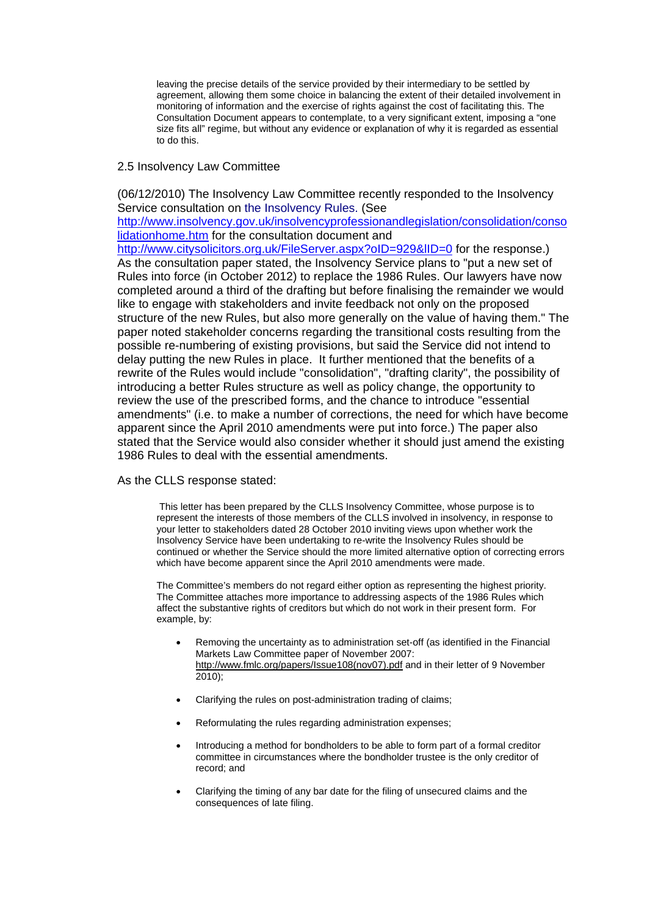> leaving the precise details of the service provided by their intermediary to be settled by agreement, allowing them some choice in balancing the extent of their detailed involvement in monitoring of information and the exercise of rights against the cost of facilitating this. The Consultation Document appears to contemplate, to a very significant extent, imposing a "one size fits all" regime, but without any evidence or explanation of why it is regarded as essential to do this.

## 2.5 Insolvency Law Committee

(06/12/2010) The Insolvency Law Committee recently responded to the Insolvency Service consultation on the Insolvency Rules. (See http://www.insolvency.gov.uk/insolvencyprofessionandlegislation/consolidation/consolidationhome.htm for the consultation document and http://www.citysolicitors.org.uk/FileServer.aspx?oID=929&lID=0 for the response.) As the consultation paper stated, the Insolvency Service plans to "put a new set of Rules into force (in October 2012) to replace the 1986 Rules. Our lawyers have now completed around a third of the drafting but before finalising the remainder we would like to engage with stakeholders and invite feedback not only on the proposed structure of the new Rules, but also more generally on the value of having them." The paper noted stakeholder concerns regarding the transitional costs resulting from the possible re-numbering of existing provisions, but said the Service did not intend to delay putting the new Rules in place. It further mentioned that the benefits of a rewrite of the Rules would include "consolidation", "drafting clarity", the possibility of introducing a better Rules structure as well as policy change, the opportunity to review the use of the prescribed forms, and the chance to introduce "essential amendments" (i.e. to make a number of corrections, the need for which have become apparent since the April 2010 amendments were put into force.) The paper also stated that the Service would also consider whether it should just amend the existing 1986 Rules to deal with the essential amendments.

As the CLLS response stated:

> This letter has been prepared by the CLLS Insolvency Committee, whose purpose is to represent the interests of those members of the CLLS involved in insolvency, in response to your letter to stakeholders dated 28 October 2010 inviting views upon whether work the Insolvency Service have been undertaking to re-write the Insolvency Rules should be continued or whether the Service should the more limited alternative option of correcting errors which have become apparent since the April 2010 amendments were made.
>
> The Committee's members do not regard either option as representing the highest priority. The Committee attaches more importance to addressing aspects of the 1986 Rules which affect the substantive rights of creditors but which do not work in their present form. For example, by:
>
> - Removing the uncertainty as to administration set-off (as identified in the Financial Markets Law Committee paper of November 2007: http://www.fmlc.org/papers/Issue108(nov07).pdf and in their letter of 9 November 2010);
> - Clarifying the rules on post-administration trading of claims;
> - Reformulating the rules regarding administration expenses;
> - Introducing a method for bondholders to be able to form part of a formal creditor committee in circumstances where the bondholder trustee is the only creditor of record; and
> - Clarifying the timing of any bar date for the filing of unsecured claims and the consequences of late filing.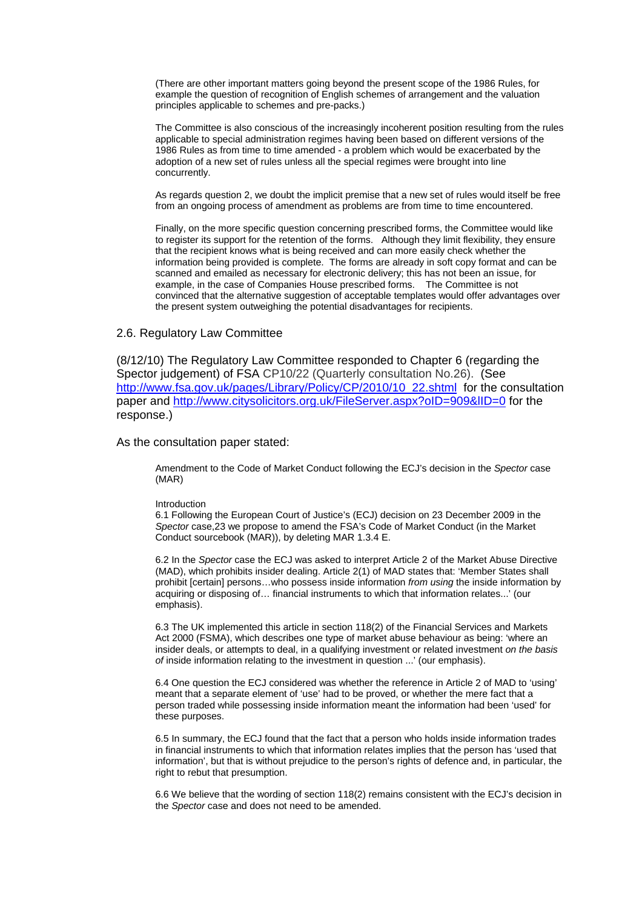(There are other important matters going beyond the present scope of the 1986 Rules, for example the question of recognition of English schemes of arrangement and the valuation principles applicable to schemes and pre-packs.)

The Committee is also conscious of the increasingly incoherent position resulting from the rules applicable to special administration regimes having been based on different versions of the 1986 Rules as from time to time amended - a problem which would be exacerbated by the adoption of a new set of rules unless all the special regimes were brought into line concurrently.

As regards question 2, we doubt the implicit premise that a new set of rules would itself be free from an ongoing process of amendment as problems are from time to time encountered.

Finally, on the more specific question concerning prescribed forms, the Committee would like to register its support for the retention of the forms. Although they limit flexibility, they ensure that the recipient knows what is being received and can more easily check whether the information being provided is complete. The forms are already in soft copy format and can be scanned and emailed as necessary for electronic delivery; this has not been an issue, for example, in the case of Companies House prescribed forms. The Committee is not convinced that the alternative suggestion of acceptable templates would offer advantages over the present system outweighing the potential disadvantages for recipients.

## 2.6. Regulatory Law Committee

(8/12/10) The Regulatory Law Committee responded to Chapter 6 (regarding the Spector judgement) of FSA CP10/22 (Quarterly consultation No.26). (See http://www.fsa.gov.uk/pages/Library/Policy/CP/2010/10_22.shtml for the consultation paper and http://www.citysolicitors.org.uk/FileServer.aspx?oID=909&lID=0 for the response.)

As the consultation paper stated:

> Amendment to the Code of Market Conduct following the ECJ's decision in the *Spector* case (MAR)
>
> Introduction
> 6.1 Following the European Court of Justice's (ECJ) decision on 23 December 2009 in the *Spector* case,23 we propose to amend the FSA's Code of Market Conduct (in the Market Conduct sourcebook (MAR)), by deleting MAR 1.3.4 E.
>
> 6.2 In the *Spector* case the ECJ was asked to interpret Article 2 of the Market Abuse Directive (MAD), which prohibits insider dealing. Article 2(1) of MAD states that: 'Member States shall prohibit [certain] persons…who possess inside information *from using* the inside information by acquiring or disposing of… financial instruments to which that information relates...' (our emphasis).
>
> 6.3 The UK implemented this article in section 118(2) of the Financial Services and Markets Act 2000 (FSMA), which describes one type of market abuse behaviour as being: 'where an insider deals, or attempts to deal, in a qualifying investment or related investment *on the basis of* inside information relating to the investment in question ...' (our emphasis).
>
> 6.4 One question the ECJ considered was whether the reference in Article 2 of MAD to 'using' meant that a separate element of 'use' had to be proved, or whether the mere fact that a person traded while possessing inside information meant the information had been 'used' for these purposes.
>
> 6.5 In summary, the ECJ found that the fact that a person who holds inside information trades in financial instruments to which that information relates implies that the person has 'used that information', but that is without prejudice to the person's rights of defence and, in particular, the right to rebut that presumption.
>
> 6.6 We believe that the wording of section 118(2) remains consistent with the ECJ's decision in the *Spector* case and does not need to be amended.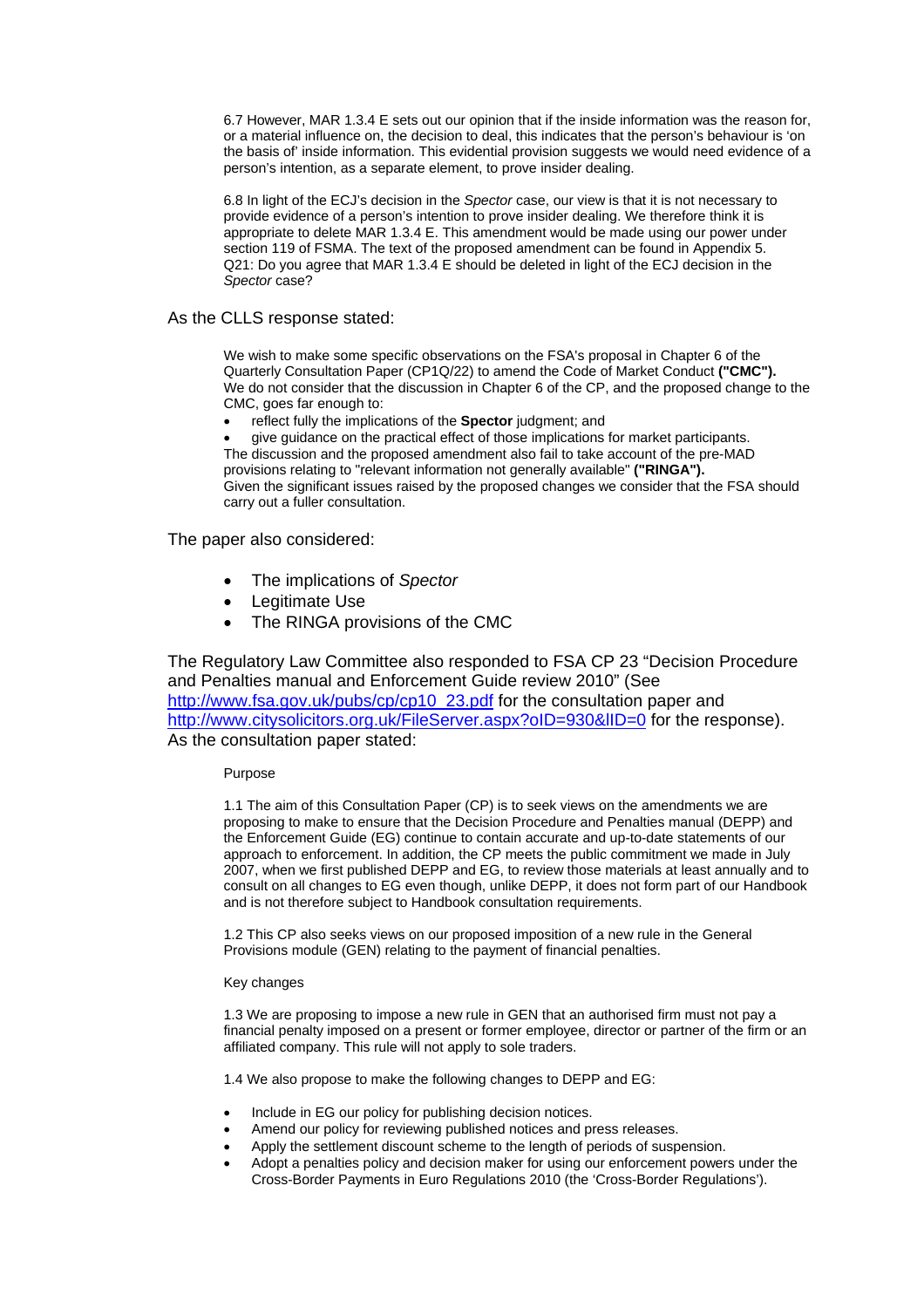> 6.7 However, MAR 1.3.4 E sets out our opinion that if the inside information was the reason for, or a material influence on, the decision to deal, this indicates that the person's behaviour is 'on the basis of' inside information. This evidential provision suggests we would need evidence of a person's intention, as a separate element, to prove insider dealing.
>
> 6.8 In light of the ECJ's decision in the *Spector* case, our view is that it is not necessary to provide evidence of a person's intention to prove insider dealing. We therefore think it is appropriate to delete MAR 1.3.4 E. This amendment would be made using our power under section 119 of FSMA. The text of the proposed amendment can be found in Appendix 5.
> Q21: Do you agree that MAR 1.3.4 E should be deleted in light of the ECJ decision in the *Spector* case?

As the CLLS response stated:

> We wish to make some specific observations on the FSA's proposal in Chapter 6 of the Quarterly Consultation Paper (CP1Q/22) to amend the Code of Market Conduct **("CMC").**
> We do not consider that the discussion in Chapter 6 of the CP, and the proposed change to the CMC, goes far enough to:
>
> - reflect fully the implications of the **Spector** judgment; and
> - give guidance on the practical effect of those implications for market participants.
>
> The discussion and the proposed amendment also fail to take account of the pre-MAD provisions relating to "relevant information not generally available" **("RINGA").**
> Given the significant issues raised by the proposed changes we consider that the FSA should carry out a fuller consultation.

The paper also considered:

- The implications of *Spector*
- Legitimate Use
- The RINGA provisions of the CMC

The Regulatory Law Committee also responded to FSA CP 23 "Decision Procedure and Penalties manual and Enforcement Guide review 2010" (See http://www.fsa.gov.uk/pubs/cp/cp10_23.pdf for the consultation paper and http://www.citysolicitors.org.uk/FileServer.aspx?oID=930&lID=0 for the response). As the consultation paper stated:

> Purpose
>
> 1.1 The aim of this Consultation Paper (CP) is to seek views on the amendments we are proposing to make to ensure that the Decision Procedure and Penalties manual (DEPP) and the Enforcement Guide (EG) continue to contain accurate and up-to-date statements of our approach to enforcement. In addition, the CP meets the public commitment we made in July 2007, when we first published DEPP and EG, to review those materials at least annually and to consult on all changes to EG even though, unlike DEPP, it does not form part of our Handbook and is not therefore subject to Handbook consultation requirements.
>
> 1.2 This CP also seeks views on our proposed imposition of a new rule in the General Provisions module (GEN) relating to the payment of financial penalties.
>
> Key changes
>
> 1.3 We are proposing to impose a new rule in GEN that an authorised firm must not pay a financial penalty imposed on a present or former employee, director or partner of the firm or an affiliated company. This rule will not apply to sole traders.
>
> 1.4 We also propose to make the following changes to DEPP and EG:
>
> - Include in EG our policy for publishing decision notices.
> - Amend our policy for reviewing published notices and press releases.
> - Apply the settlement discount scheme to the length of periods of suspension.
> - Adopt a penalties policy and decision maker for using our enforcement powers under the Cross-Border Payments in Euro Regulations 2010 (the 'Cross-Border Regulations').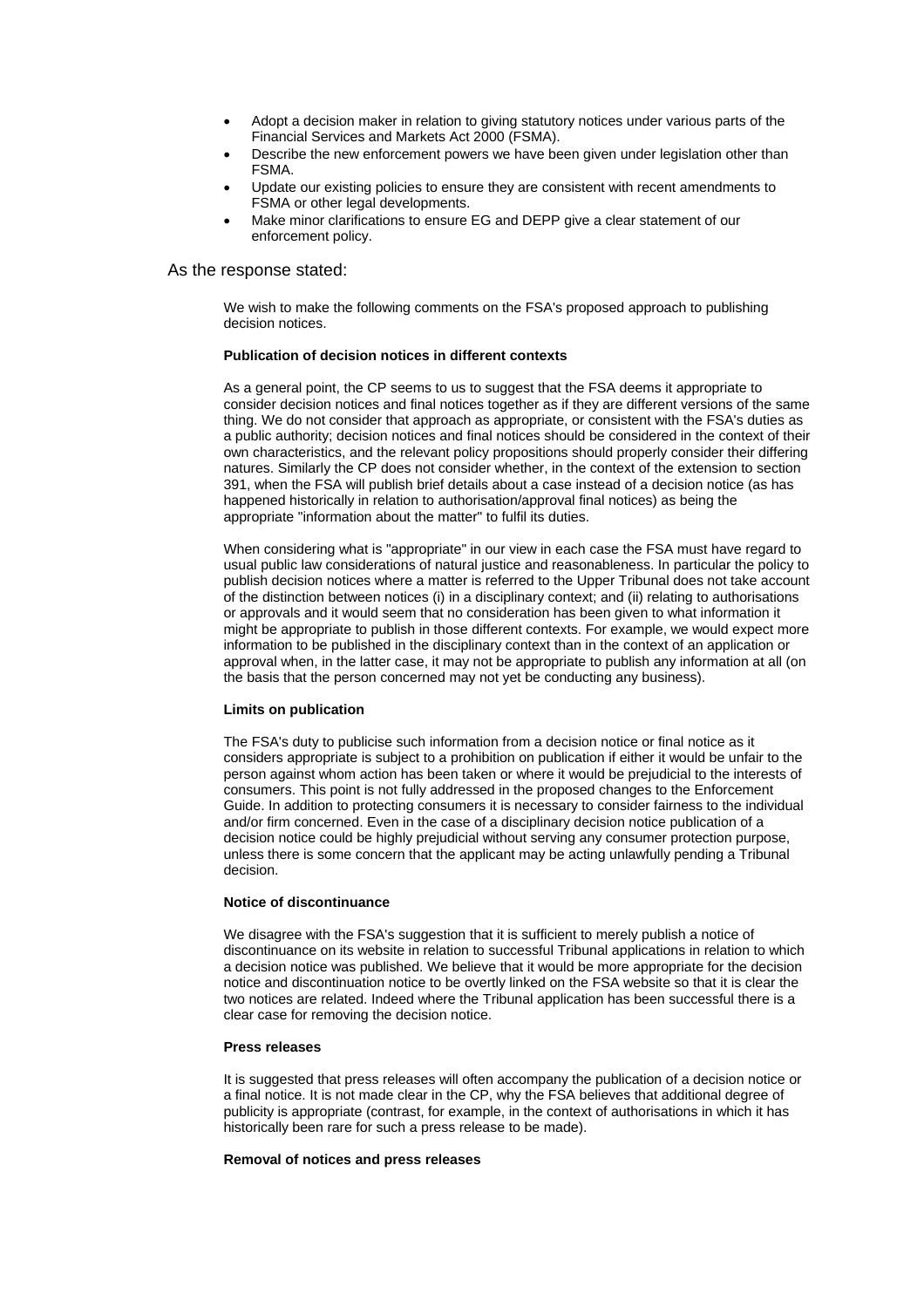- Adopt a decision maker in relation to giving statutory notices under various parts of the Financial Services and Markets Act 2000 (FSMA).
- Describe the new enforcement powers we have been given under legislation other than FSMA.
- Update our existing policies to ensure they are consistent with recent amendments to FSMA or other legal developments.
- Make minor clarifications to ensure EG and DEPP give a clear statement of our enforcement policy.

As the response stated:

> We wish to make the following comments on the FSA's proposed approach to publishing decision notices.
>
> **Publication of decision notices in different contexts**
>
> As a general point, the CP seems to us to suggest that the FSA deems it appropriate to consider decision notices and final notices together as if they are different versions of the same thing. We do not consider that approach as appropriate, or consistent with the FSA's duties as a public authority; decision notices and final notices should be considered in the context of their own characteristics, and the relevant policy propositions should properly consider their differing natures. Similarly the CP does not consider whether, in the context of the extension to section 391, when the FSA will publish brief details about a case instead of a decision notice (as has happened historically in relation to authorisation/approval final notices) as being the appropriate "information about the matter" to fulfil its duties.
>
> When considering what is "appropriate" in our view in each case the FSA must have regard to usual public law considerations of natural justice and reasonableness. In particular the policy to publish decision notices where a matter is referred to the Upper Tribunal does not take account of the distinction between notices (i) in a disciplinary context; and (ii) relating to authorisations or approvals and it would seem that no consideration has been given to what information it might be appropriate to publish in those different contexts. For example, we would expect more information to be published in the disciplinary context than in the context of an application or approval when, in the latter case, it may not be appropriate to publish any information at all (on the basis that the person concerned may not yet be conducting any business).
>
> **Limits on publication**
>
> The FSA's duty to publicise such information from a decision notice or final notice as it considers appropriate is subject to a prohibition on publication if either it would be unfair to the person against whom action has been taken or where it would be prejudicial to the interests of consumers. This point is not fully addressed in the proposed changes to the Enforcement Guide. In addition to protecting consumers it is necessary to consider fairness to the individual and/or firm concerned. Even in the case of a disciplinary decision notice publication of a decision notice could be highly prejudicial without serving any consumer protection purpose, unless there is some concern that the applicant may be acting unlawfully pending a Tribunal decision.
>
> **Notice of discontinuance**
>
> We disagree with the FSA's suggestion that it is sufficient to merely publish a notice of discontinuance on its website in relation to successful Tribunal applications in relation to which a decision notice was published. We believe that it would be more appropriate for the decision notice and discontinuation notice to be overtly linked on the FSA website so that it is clear the two notices are related. Indeed where the Tribunal application has been successful there is a clear case for removing the decision notice.
>
> **Press releases**
>
> It is suggested that press releases will often accompany the publication of a decision notice or a final notice. It is not made clear in the CP, why the FSA believes that additional degree of publicity is appropriate (contrast, for example, in the context of authorisations in which it has historically been rare for such a press release to be made).
>
> **Removal of notices and press releases**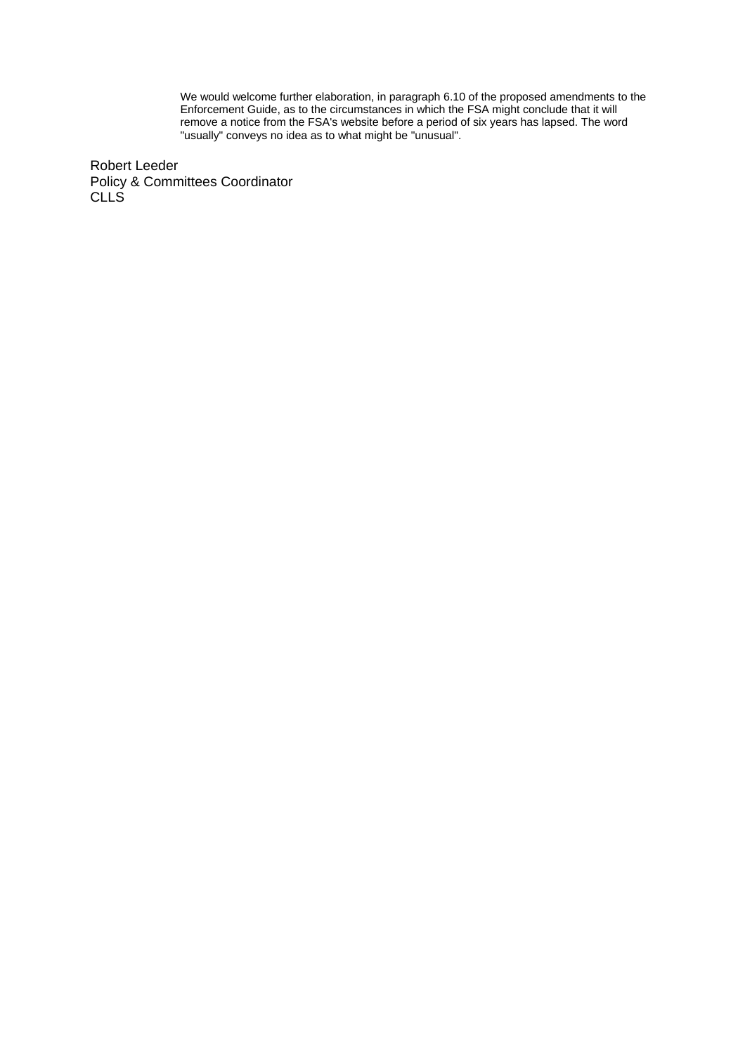We would welcome further elaboration, in paragraph 6.10 of the proposed amendments to the Enforcement Guide, as to the circumstances in which the FSA might conclude that it will remove a notice from the FSA's website before a period of six years has lapsed. The word "usually" conveys no idea as to what might be "unusual".

Robert Leeder
Policy & Committees Coordinator
CLLS